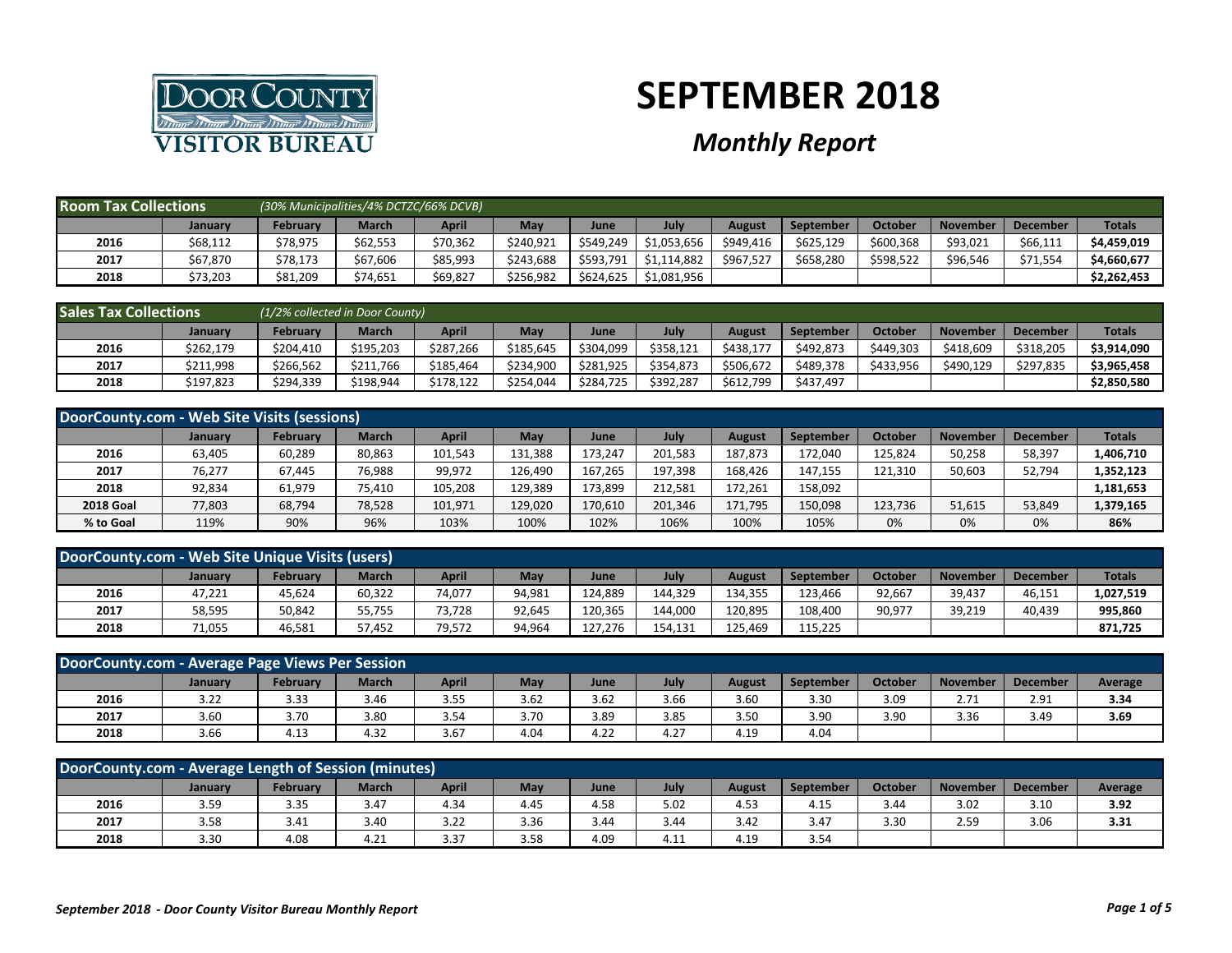# SEPTEMBER 2018

## *Monthly Report*

| Room Tax Collections | (30% Municipalities/4% DCTZC/66% DCVB) | | | | | | | | | | | |
|---|---|---|---|---|---|---|---|---|---|---|---|---|
| | January | February | March | April | May | June | July | August | September | October | November | December | Totals |
| 2016 | $68,112 | $78,975 | $62,553 | $70,362 | $240,921 | $549,249 | $1,053,656 | $949,416 | $625,129 | $600,368 | $93,021 | $66,111 | **$4,459,019** |
| 2017 | $67,870 | $78,173 | $67,606 | $85,993 | $243,688 | $593,791 | $1,114,882 | $967,527 | $658,280 | $598,522 | $96,546 | $71,554 | **$4,660,677** |
| 2018 | $73,203 | $81,209 | $74,651 | $69,827 | $256,982 | $624,625 | $1,081,956 | | | | | | **$2,262,453** |

| Sales Tax Collections | (1/2% collected in Door County) | | | | | | | | | | | | |
|---|---|---|---|---|---|---|---|---|---|---|---|---|---|
| | January | February | March | April | May | June | July | August | September | October | November | December | Totals |
| 2016 | $262,179 | $204,410 | $195,203 | $287,266 | $185,645 | $304,099 | $358,121 | $438,177 | $492,873 | $449,303 | $418,609 | $318,205 | **$3,914,090** |
| 2017 | $211,998 | $266,562 | $211,766 | $185,464 | $234,900 | $281,925 | $354,873 | $506,672 | $489,378 | $433,956 | $490,129 | $297,835 | **$3,965,458** |
| 2018 | $197,823 | $294,339 | $198,944 | $178,122 | $254,044 | $284,725 | $392,287 | $612,799 | $437,497 | | | | **$2,850,580** |

| DoorCounty.com - Web Site Visits (sessions) | | | | | | | | | | | | | |
|---|---|---|---|---|---|---|---|---|---|---|---|---|---|
| | January | February | March | April | May | June | July | August | September | October | November | December | Totals |
| 2016 | 63,405 | 60,289 | 80,863 | 101,543 | 131,388 | 173,247 | 201,583 | 187,873 | 172,040 | 125,824 | 50,258 | 58,397 | **1,406,710** |
| 2017 | 76,277 | 67,445 | 76,988 | 99,972 | 126,490 | 167,265 | 197,398 | 168,426 | 147,155 | 121,310 | 50,603 | 52,794 | **1,352,123** |
| 2018 | 92,834 | 61,979 | 75,410 | 105,208 | 129,389 | 173,899 | 212,581 | 172,261 | 158,092 | | | | **1,181,653** |
| 2018 Goal | 77,803 | 68,794 | 78,528 | 101,971 | 129,020 | 170,610 | 201,346 | 171,795 | 150,098 | 123,736 | 51,615 | 53,849 | **1,379,165** |
| % to Goal | 119% | 90% | 96% | 103% | 100% | 102% | 106% | 100% | 105% | 0% | 0% | 0% | **86%** |

| DoorCounty.com - Web Site Unique Visits (users) | | | | | | | | | | | | | |
|---|---|---|---|---|---|---|---|---|---|---|---|---|---|
| | January | February | March | April | May | June | July | August | September | October | November | December | Totals |
| 2016 | 47,221 | 45,624 | 60,322 | 74,077 | 94,981 | 124,889 | 144,329 | 134,355 | 123,466 | 92,667 | 39,437 | 46,151 | **1,027,519** |
| 2017 | 58,595 | 50,842 | 55,755 | 73,728 | 92,645 | 120,365 | 144,000 | 120,895 | 108,400 | 90,977 | 39,219 | 40,439 | **995,860** |
| 2018 | 71,055 | 46,581 | 57,452 | 79,572 | 94,964 | 127,276 | 154,131 | 125,469 | 115,225 | | | | **871,725** |

| DoorCounty.com - Average Page Views Per Session | | | | | | | | | | | | | |
|---|---|---|---|---|---|---|---|---|---|---|---|---|---|
| | January | February | March | April | May | June | July | August | September | October | November | December | Average |
| 2016 | 3.22 | 3.33 | 3.46 | 3.55 | 3.62 | 3.62 | 3.66 | 3.60 | 3.30 | 3.09 | 2.71 | 2.91 | **3.34** |
| 2017 | 3.60 | 3.70 | 3.80 | 3.54 | 3.70 | 3.89 | 3.85 | 3.50 | 3.90 | 3.90 | 3.36 | 3.49 | **3.69** |
| 2018 | 3.66 | 4.13 | 4.32 | 3.67 | 4.04 | 4.22 | 4.27 | 4.19 | 4.04 | | | | |

| DoorCounty.com - Average Length of Session (minutes) | | | | | | | | | | | | | |
|---|---|---|---|---|---|---|---|---|---|---|---|---|---|
| | January | February | March | April | May | June | July | August | September | October | November | December | Average |
| 2016 | 3.59 | 3.35 | 3.47 | 4.34 | 4.45 | 4.58 | 5.02 | 4.53 | 4.15 | 3.44 | 3.02 | 3.10 | **3.92** |
| 2017 | 3.58 | 3.41 | 3.40 | 3.22 | 3.36 | 3.44 | 3.44 | 3.42 | 3.47 | 3.30 | 2.59 | 3.06 | **3.31** |
| 2018 | 3.30 | 4.08 | 4.21 | 3.37 | 3.58 | 4.09 | 4.11 | 4.19 | 3.54 | | | | |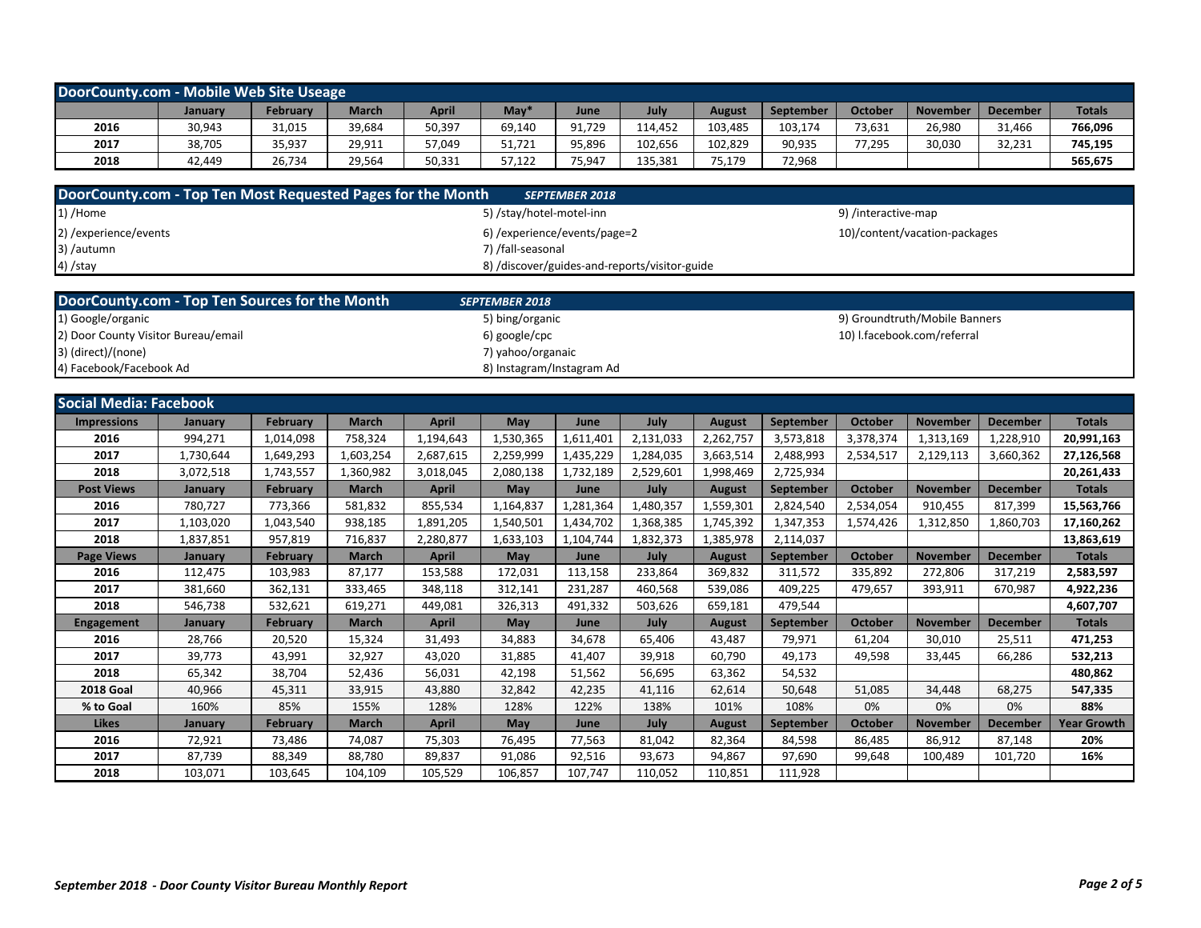## DoorCounty.com - Mobile Web Site Useage

| | January | February | March | April | May* | June | July | August | September | October | November | December | Totals |
|---|---|---|---|---|---|---|---|---|---|---|---|---|---|
| 2016 | 30,943 | 31,015 | 39,684 | 50,397 | 69,140 | 91,729 | 114,452 | 103,485 | 103,174 | 73,631 | 26,980 | 31,466 | **766,096** |
| 2017 | 38,705 | 35,937 | 29,911 | 57,049 | 51,721 | 95,896 | 102,656 | 102,829 | 90,935 | 77,295 | 30,030 | 32,231 | **745,195** |
| 2018 | 42,449 | 26,734 | 29,564 | 50,331 | 57,122 | 75,947 | 135,381 | 75,179 | 72,968 | | | | **565,675** |

## DoorCounty.com - Top Ten Most Requested Pages for the Month *SEPTEMBER 2018*

1) /Home
2) /experience/events
3) /autumn
4) /stay
5) /stay/hotel-motel-inn
6) /experience/events/page=2
7) /fall-seasonal
8) /discover/guides-and-reports/visitor-guide
9) /interactive-map
10)/content/vacation-packages

## DoorCounty.com - Top Ten Sources for the Month *SEPTEMBER 2018*

1) Google/organic
2) Door County Visitor Bureau/email
3) (direct)/(none)
4) Facebook/Facebook Ad
5) bing/organic
6) google/cpc
7) yahoo/organaic
8) Instagram/Instagram Ad
9) Groundtruth/Mobile Banners
10) l.facebook.com/referral

## Social Media: Facebook

| Impressions | January | February | March | April | May | June | July | August | September | October | November | December | Totals |
|---|---|---|---|---|---|---|---|---|---|---|---|---|---|
| 2016 | 994,271 | 1,014,098 | 758,324 | 1,194,643 | 1,530,365 | 1,611,401 | 2,131,033 | 2,262,757 | 3,573,818 | 3,378,374 | 1,313,169 | 1,228,910 | **20,991,163** |
| 2017 | 1,730,644 | 1,649,293 | 1,603,254 | 2,687,615 | 2,259,999 | 1,435,229 | 1,284,035 | 3,663,514 | 2,488,993 | 2,534,517 | 2,129,113 | 3,660,362 | **27,126,568** |
| 2018 | 3,072,518 | 1,743,557 | 1,360,982 | 3,018,045 | 2,080,138 | 1,732,189 | 2,529,601 | 1,998,469 | 2,725,934 | | | | **20,261,433** |
| **Post Views** | **January** | **February** | **March** | **April** | **May** | **June** | **July** | **August** | **September** | **October** | **November** | **December** | **Totals** |
| 2016 | 780,727 | 773,366 | 581,832 | 855,534 | 1,164,837 | 1,281,364 | 1,480,357 | 1,559,301 | 2,824,540 | 2,534,054 | 910,455 | 817,399 | **15,563,766** |
| 2017 | 1,103,020 | 1,043,540 | 938,185 | 1,891,205 | 1,540,501 | 1,434,702 | 1,368,385 | 1,745,392 | 1,347,353 | 1,574,426 | 1,312,850 | 1,860,703 | **17,160,262** |
| 2018 | 1,837,851 | 957,819 | 716,837 | 2,280,877 | 1,633,103 | 1,104,744 | 1,832,373 | 1,385,978 | 2,114,037 | | | | **13,863,619** |
| **Page Views** | **January** | **February** | **March** | **April** | **May** | **June** | **July** | **August** | **September** | **October** | **November** | **December** | **Totals** |
| 2016 | 112,475 | 103,983 | 87,177 | 153,588 | 172,031 | 113,158 | 233,864 | 369,832 | 311,572 | 335,892 | 272,806 | 317,219 | **2,583,597** |
| 2017 | 381,660 | 362,131 | 333,465 | 348,118 | 312,141 | 231,287 | 460,568 | 539,086 | 409,225 | 479,657 | 393,911 | 670,987 | **4,922,236** |
| 2018 | 546,738 | 532,621 | 619,271 | 449,081 | 326,313 | 491,332 | 503,626 | 659,181 | 479,544 | | | | **4,607,707** |
| **Engagement** | **January** | **February** | **March** | **April** | **May** | **June** | **July** | **August** | **September** | **October** | **November** | **December** | **Totals** |
| 2016 | 28,766 | 20,520 | 15,324 | 31,493 | 34,883 | 34,678 | 65,406 | 43,487 | 79,971 | 61,204 | 30,010 | 25,511 | **471,253** |
| 2017 | 39,773 | 43,991 | 32,927 | 43,020 | 31,885 | 41,407 | 39,918 | 60,790 | 49,173 | 49,598 | 33,445 | 66,286 | **532,213** |
| 2018 | 65,342 | 38,704 | 52,436 | 56,031 | 42,198 | 51,562 | 56,695 | 63,362 | 54,532 | | | | **480,862** |
| **2018 Goal** | 40,966 | 45,311 | 33,915 | 43,880 | 32,842 | 42,235 | 41,116 | 62,614 | 50,648 | 51,085 | 34,448 | 68,275 | **547,335** |
| **% to Goal** | 160% | 85% | 155% | 128% | 128% | 122% | 138% | 101% | 108% | 0% | 0% | 0% | **88%** |
| **Likes** | **January** | **February** | **March** | **April** | **May** | **June** | **July** | **August** | **September** | **October** | **November** | **December** | **Year Growth** |
| 2016 | 72,921 | 73,486 | 74,087 | 75,303 | 76,495 | 77,563 | 81,042 | 82,364 | 84,598 | 86,485 | 86,912 | 87,148 | **20%** |
| 2017 | 87,739 | 88,349 | 88,780 | 89,837 | 91,086 | 92,516 | 93,673 | 94,867 | 97,690 | 99,648 | 100,489 | 101,720 | **16%** |
| 2018 | 103,071 | 103,645 | 104,109 | 105,529 | 106,857 | 107,747 | 110,052 | 110,851 | 111,928 | | | | |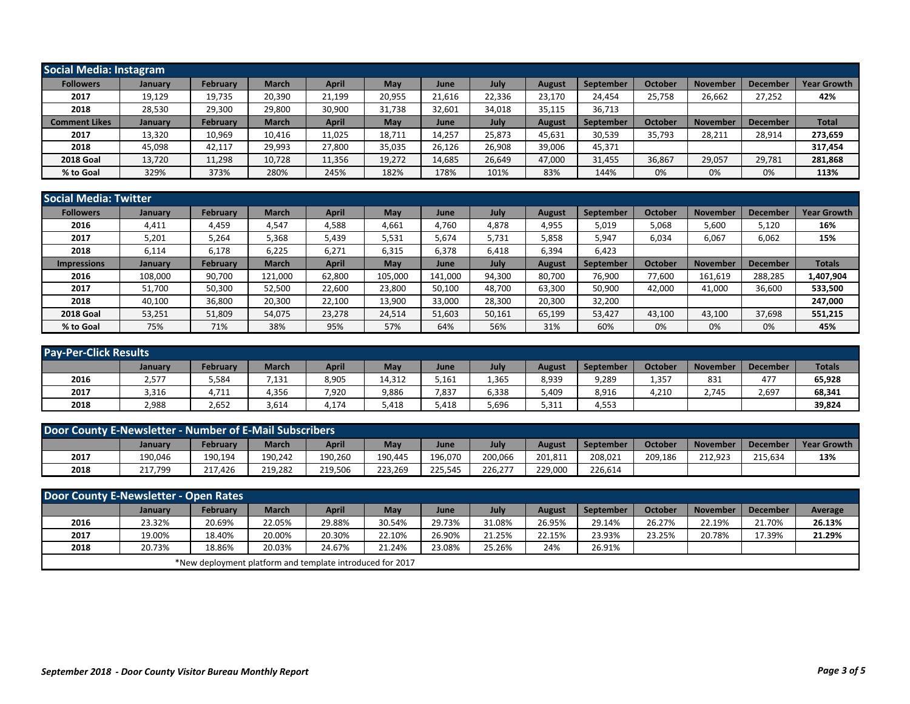## Social Media: Instagram

| Followers | January | February | March | April | May | June | July | August | September | October | November | December | Year Growth |
|---|---|---|---|---|---|---|---|---|---|---|---|---|---|
| 2017 | 19,129 | 19,735 | 20,390 | 21,199 | 20,955 | 21,616 | 22,336 | 23,170 | 24,454 | 25,758 | 26,662 | 27,252 | **42%** |
| 2018 | 28,530 | 29,300 | 29,800 | 30,900 | 31,738 | 32,601 | 34,018 | 35,115 | 36,713 | | | | |
| **Comment Likes** | **January** | **February** | **March** | **April** | **May** | **June** | **July** | **August** | **September** | **October** | **November** | **December** | **Total** |
| 2017 | 13,320 | 10,969 | 10,416 | 11,025 | 18,711 | 14,257 | 25,873 | 45,631 | 30,539 | 35,793 | 28,211 | 28,914 | **273,659** |
| 2018 | 45,098 | 42,117 | 29,993 | 27,800 | 35,035 | 26,126 | 26,908 | 39,006 | 45,371 | | | | **317,454** |
| **2018 Goal** | 13,720 | 11,298 | 10,728 | 11,356 | 19,272 | 14,685 | 26,649 | 47,000 | 31,455 | 36,867 | 29,057 | 29,781 | **281,868** |
| **% to Goal** | 329% | 373% | 280% | 245% | 182% | 178% | 101% | 83% | 144% | 0% | 0% | 0% | **113%** |

## Social Media: Twitter

| Followers | January | February | March | April | May | June | July | August | September | October | November | December | Year Growth |
|---|---|---|---|---|---|---|---|---|---|---|---|---|---|
| 2016 | 4,411 | 4,459 | 4,547 | 4,588 | 4,661 | 4,760 | 4,878 | 4,955 | 5,019 | 5,068 | 5,600 | 5,120 | **16%** |
| 2017 | 5,201 | 5,264 | 5,368 | 5,439 | 5,531 | 5,674 | 5,731 | 5,858 | 5,947 | 6,034 | 6,067 | 6,062 | **15%** |
| 2018 | 6,114 | 6,178 | 6,225 | 6,271 | 6,315 | 6,378 | 6,418 | 6,394 | 6,423 | | | | |
| **Impressions** | **January** | **February** | **March** | **April** | **May** | **June** | **July** | **August** | **September** | **October** | **November** | **December** | **Totals** |
| 2016 | 108,000 | 90,700 | 121,000 | 62,800 | 105,000 | 141,000 | 94,300 | 80,700 | 76,900 | 77,600 | 161,619 | 288,285 | **1,407,904** |
| 2017 | 51,700 | 50,300 | 52,500 | 22,600 | 23,800 | 50,100 | 48,700 | 63,300 | 50,900 | 42,000 | 41,000 | 36,600 | **533,500** |
| 2018 | 40,100 | 36,800 | 20,300 | 22,100 | 13,900 | 33,000 | 28,300 | 20,300 | 32,200 | | | | **247,000** |
| **2018 Goal** | 53,251 | 51,809 | 54,075 | 23,278 | 24,514 | 51,603 | 50,161 | 65,199 | 53,427 | 43,100 | 43,100 | 37,698 | **551,215** |
| **% to Goal** | 75% | 71% | 38% | 95% | 57% | 64% | 56% | 31% | 60% | 0% | 0% | 0% | **45%** |

## Pay-Per-Click Results

| | January | February | March | April | May | June | July | August | September | October | November | December | Totals |
|---|---|---|---|---|---|---|---|---|---|---|---|---|---|
| 2016 | 2,577 | 5,584 | 7,131 | 8,905 | 14,312 | 5,161 | 1,365 | 8,939 | 9,289 | 1,357 | 831 | 477 | **65,928** |
| 2017 | 3,316 | 4,711 | 4,356 | 7,920 | 9,886 | 7,837 | 6,338 | 5,409 | 8,916 | 4,210 | 2,745 | 2,697 | **68,341** |
| 2018 | 2,988 | 2,652 | 3,614 | 4,174 | 5,418 | 5,418 | 5,696 | 5,311 | 4,553 | | | | **39,824** |

## Door County E-Newsletter - Number of E-Mail Subscribers

| | January | February | March | April | May | June | July | August | September | October | November | December | Year Growth |
|---|---|---|---|---|---|---|---|---|---|---|---|---|---|
| 2017 | 190,046 | 190,194 | 190,242 | 190,260 | 190,445 | 196,070 | 200,066 | 201,811 | 208,021 | 209,186 | 212,923 | 215,634 | **13%** |
| 2018 | 217,799 | 217,426 | 219,282 | 219,506 | 223,269 | 225,545 | 226,277 | 229,000 | 226,614 | | | | |

## Door County E-Newsletter - Open Rates

| | January | February | March | April | May | June | July | August | September | October | November | December | Average |
|---|---|---|---|---|---|---|---|---|---|---|---|---|---|
| 2016 | 23.32% | 20.69% | 22.05% | 29.88% | 30.54% | 29.73% | 31.08% | 26.95% | 29.14% | 26.27% | 22.19% | 21.70% | **26.13%** |
| 2017 | 19.00% | 18.40% | 20.00% | 20.30% | 22.10% | 26.90% | 21.25% | 22.15% | 23.93% | 23.25% | 20.78% | 17.39% | **21.29%** |
| 2018 | 20.73% | 18.86% | 20.03% | 24.67% | 21.24% | 23.08% | 25.26% | 24% | 26.91% | | | | |

*New deployment platform and template introduced for 2017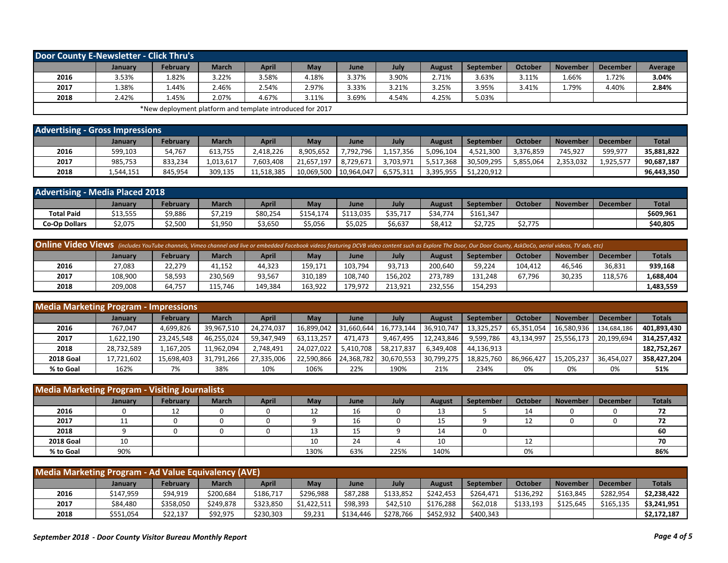## Door County E-Newsletter - Click Thru's

| | January | February | March | April | May | June | July | August | September | October | November | December | Average |
|---|---|---|---|---|---|---|---|---|---|---|---|---|---|
| 2016 | 3.53% | 1.82% | 3.22% | 3.58% | 4.18% | 3.37% | 3.90% | 2.71% | 3.63% | 3.11% | 1.66% | 1.72% | **3.04%** |
| 2017 | 1.38% | 1.44% | 2.46% | 2.54% | 2.97% | 3.33% | 3.21% | 3.25% | 3.95% | 3.41% | 1.79% | 4.40% | **2.84%** |
| 2018 | 2.42% | 1.45% | 2.07% | 4.67% | 3.11% | 3.69% | 4.54% | 4.25% | 5.03% | | | | |

*New deployment platform and template introduced for 2017

## Advertising - Gross Impressions

| | January | February | March | April | May | June | July | August | September | October | November | December | Total |
|---|---|---|---|---|---|---|---|---|---|---|---|---|---|
| 2016 | 599,103 | 54,767 | 613,755 | 2,418,226 | 8,905,652 | 7,792,796 | 1,157,356 | 5,096,104 | 4,521,300 | 3,376,859 | 745,927 | 599,977 | **35,881,822** |
| 2017 | 985,753 | 833,234 | 1,013,617 | 7,603,408 | 21,657,197 | 8,729,671 | 3,703,971 | 5,517,368 | 30,509,295 | 5,855,064 | 2,353,032 | 1,925,577 | **90,687,187** |
| 2018 | 1,544,151 | 845,954 | 309,135 | 11,518,385 | 10,069,500 | 10,964,047 | 6,575,311 | 3,395,955 | 51,220,912 | | | | **96,443,350** |

## Advertising - Media Placed 2018

| | January | February | March | April | May | June | July | August | September | October | November | December | Total |
|---|---|---|---|---|---|---|---|---|---|---|---|---|---|
| **Total Paid** | $13,555 | $9,886 | $7,219 | $80,254 | $154,174 | $113,035 | $35,717 | $34,774 | $161,347 | | | | **$609,961** |
| **Co-Op Dollars** | $2,075 | $2,500 | $1,950 | $3,650 | $5,056 | $5,025 | $6,637 | $8,412 | $2,725 | $2,775 | | | **$40,805** |

## Online Video Views

*(includes YouTube channels, Vimeo channel and live or embedded Facebook videos featuring DCVB video content such as Explore The Door, Our Door County, AskDoCo, aerial videos, TV ads, etc)*

| | January | February | March | April | May | June | July | August | September | October | November | December | Totals |
|---|---|---|---|---|---|---|---|---|---|---|---|---|---|
| 2016 | 27,083 | 22,279 | 41,152 | 44,323 | 159,171 | 103,794 | 93,713 | 200,640 | 59,224 | 104,412 | 46,546 | 36,831 | **939,168** |
| 2017 | 108,900 | 58,593 | 230,569 | 93,567 | 310,189 | 108,740 | 156,202 | 273,789 | 131,248 | 67,796 | 30,235 | 118,576 | **1,688,404** |
| 2018 | 209,008 | 64,757 | 115,746 | 149,384 | 163,922 | 179,972 | 213,921 | 232,556 | 154,293 | | | | **1,483,559** |

## Media Marketing Program - Impressions

| | January | February | March | April | May | June | July | August | September | October | November | December | Totals |
|---|---|---|---|---|---|---|---|---|---|---|---|---|---|
| 2016 | 767,047 | 4,699,826 | 39,967,510 | 24,274,037 | 16,899,042 | 31,660,644 | 16,773,144 | 36,910,747 | 13,325,257 | 65,351,054 | 16,580,936 | 134,684,186 | **401,893,430** |
| 2017 | 1,622,190 | 23,245,548 | 46,255,024 | 59,347,949 | 63,113,257 | 471,473 | 9,467,495 | 12,243,846 | 9,599,786 | 43,134,997 | 25,556,173 | 20,199,694 | **314,257,432** |
| 2018 | 28,732,589 | 1,167,205 | 11,962,094 | 2,748,491 | 24,027,022 | 5,410,708 | 58,217,837 | 6,349,408 | 44,136,913 | | | | **182,752,267** |
| **2018 Goal** | 17,721,602 | 15,698,403 | 31,791,266 | 27,335,006 | 22,590,866 | 24,368,782 | 30,670,553 | 30,799,275 | 18,825,760 | 86,966,427 | 15,205,237 | 36,454,027 | **358,427,204** |
| **% to Goal** | 162% | 7% | 38% | 10% | 106% | 22% | 190% | 21% | 234% | 0% | 0% | 0% | **51%** |

## Media Marketing Program - Visiting Journalists

| | January | February | March | April | May | June | July | August | September | October | November | December | Totals |
|---|---|---|---|---|---|---|---|---|---|---|---|---|---|
| 2016 | 0 | 12 | 0 | 0 | 12 | 16 | 0 | 13 | 5 | 14 | 0 | 0 | **72** |
| 2017 | 11 | 0 | 0 | 0 | 9 | 16 | 0 | 15 | 9 | 12 | 0 | 0 | **72** |
| 2018 | 9 | 0 | 0 | 0 | 13 | 15 | 9 | 14 | 0 | | | | **60** |
| **2018 Goal** | 10 | | | | 10 | 24 | 4 | 10 | | 12 | | | **70** |
| **% to Goal** | 90% | | | | 130% | 63% | 225% | 140% | | 0% | | | **86%** |

## Media Marketing Program - Ad Value Equivalency (AVE)

| | January | February | March | April | May | June | July | August | September | October | November | December | Totals |
|---|---|---|---|---|---|---|---|---|---|---|---|---|---|
| 2016 | $147,959 | $94,919 | $200,684 | $186,717 | $296,988 | $87,288 | $133,852 | $242,453 | $264,471 | $136,292 | $163,845 | $282,954 | **$2,238,422** |
| 2017 | $84,480 | $358,050 | $249,878 | $323,850 | $1,422,511 | $98,393 | $42,510 | $176,288 | $62,018 | $133,193 | $125,645 | $165,135 | **$3,241,951** |
| 2018 | $551,054 | $22,137 | $92,975 | $230,303 | $9,231 | $134,446 | $278,766 | $452,932 | $400,343 | | | | **$2,172,187** |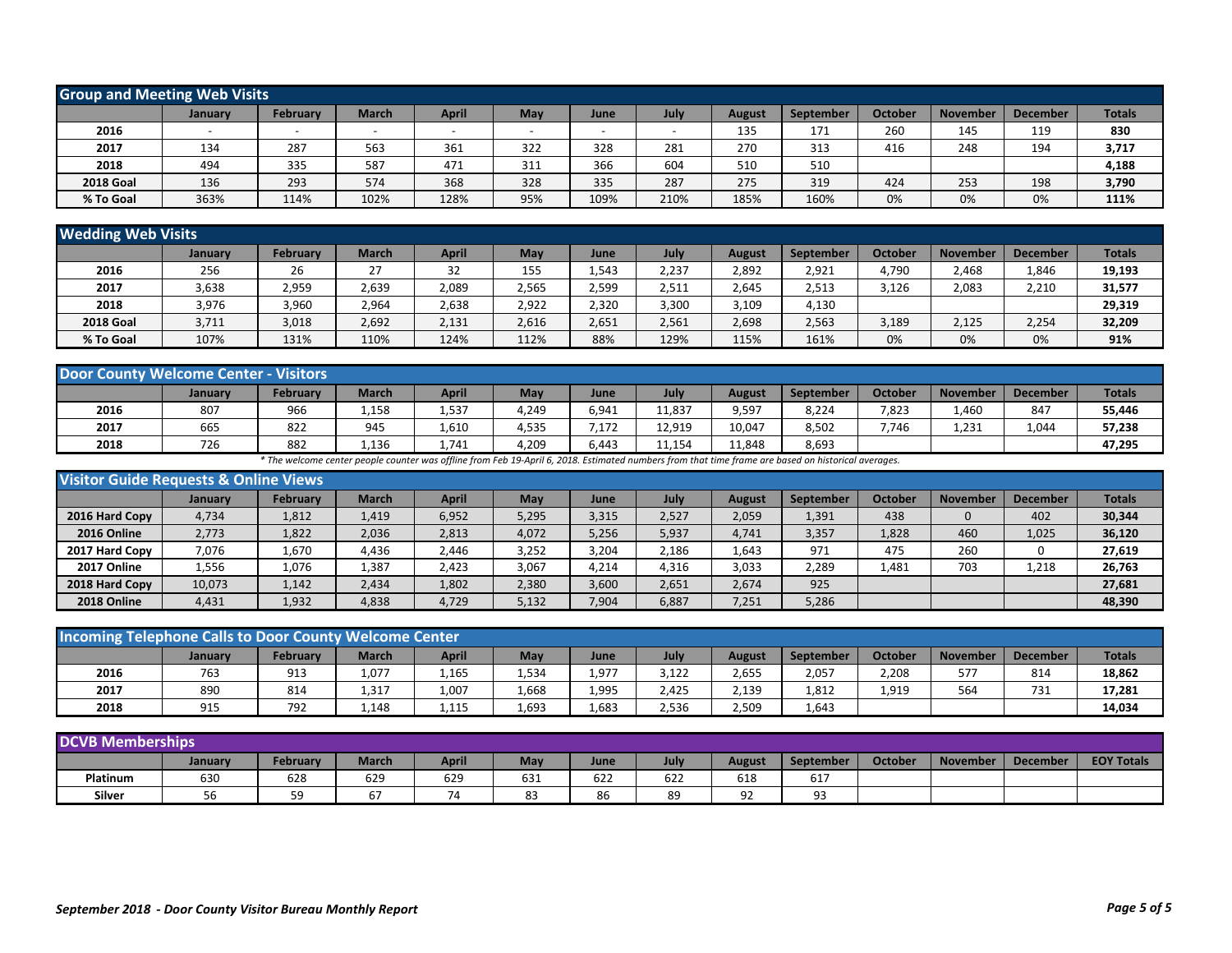## Group and Meeting Web Visits

| | January | February | March | April | May | June | July | August | September | October | November | December | Totals |
|---|---|---|---|---|---|---|---|---|---|---|---|---|---|
| **2016** | - | - | - | - | - | - | - | 135 | 171 | 260 | 145 | 119 | **830** |
| **2017** | 134 | 287 | 563 | 361 | 322 | 328 | 281 | 270 | 313 | 416 | 248 | 194 | **3,717** |
| **2018** | 494 | 335 | 587 | 471 | 311 | 366 | 604 | 510 | 510 | | | | **4,188** |
| **2018 Goal** | 136 | 293 | 574 | 368 | 328 | 335 | 287 | 275 | 319 | 424 | 253 | 198 | **3,790** |
| **% To Goal** | 363% | 114% | 102% | 128% | 95% | 109% | 210% | 185% | 160% | 0% | 0% | 0% | **111%** |

## Wedding Web Visits

| | January | February | March | April | May | June | July | August | September | October | November | December | Totals |
|---|---|---|---|---|---|---|---|---|---|---|---|---|---|
| **2016** | 256 | 26 | 27 | 32 | 155 | 1,543 | 2,237 | 2,892 | 2,921 | 4,790 | 2,468 | 1,846 | **19,193** |
| **2017** | 3,638 | 2,959 | 2,639 | 2,089 | 2,565 | 2,599 | 2,511 | 2,645 | 2,513 | 3,126 | 2,083 | 2,210 | **31,577** |
| **2018** | 3,976 | 3,960 | 2,964 | 2,638 | 2,922 | 2,320 | 3,300 | 3,109 | 4,130 | | | | **29,319** |
| **2018 Goal** | 3,711 | 3,018 | 2,692 | 2,131 | 2,616 | 2,651 | 2,561 | 2,698 | 2,563 | 3,189 | 2,125 | 2,254 | **32,209** |
| **% To Goal** | 107% | 131% | 110% | 124% | 112% | 88% | 129% | 115% | 161% | 0% | 0% | 0% | **91%** |

## Door County Welcome Center - Visitors

| | January | February | March | April | May | June | July | August | September | October | November | December | Totals |
|---|---|---|---|---|---|---|---|---|---|---|---|---|---|
| **2016** | 807 | 966 | 1,158 | 1,537 | 4,249 | 6,941 | 11,837 | 9,597 | 8,224 | 7,823 | 1,460 | 847 | **55,446** |
| **2017** | 665 | 822 | 945 | 1,610 | 4,535 | 7,172 | 12,919 | 10,047 | 8,502 | 7,746 | 1,231 | 1,044 | **57,238** |
| **2018** | 726 | 882 | 1,136 | 1,741 | 4,209 | 6,443 | 11,154 | 11,848 | 8,693 | | | | **47,295** |

*\* The welcome center people counter was offline from Feb 19-April 6, 2018. Estimated numbers from that time frame are based on historical averages.*

## Visitor Guide Requests & Online Views

| | January | February | March | April | May | June | July | August | September | October | November | December | Totals |
|---|---|---|---|---|---|---|---|---|---|---|---|---|---|
| **2016 Hard Copy** | 4,734 | 1,812 | 1,419 | 6,952 | 5,295 | 3,315 | 2,527 | 2,059 | 1,391 | 438 | 0 | 402 | **30,344** |
| **2016 Online** | 2,773 | 1,822 | 2,036 | 2,813 | 4,072 | 5,256 | 5,937 | 4,741 | 3,357 | 1,828 | 460 | 1,025 | **36,120** |
| **2017 Hard Copy** | 7,076 | 1,670 | 4,436 | 2,446 | 3,252 | 3,204 | 2,186 | 1,643 | 971 | 475 | 260 | 0 | **27,619** |
| **2017 Online** | 1,556 | 1,076 | 1,387 | 2,423 | 3,067 | 4,214 | 4,316 | 3,033 | 2,289 | 1,481 | 703 | 1,218 | **26,763** |
| **2018 Hard Copy** | 10,073 | 1,142 | 2,434 | 1,802 | 2,380 | 3,600 | 2,651 | 2,674 | 925 | | | | **27,681** |
| **2018 Online** | 4,431 | 1,932 | 4,838 | 4,729 | 5,132 | 7,904 | 6,887 | 7,251 | 5,286 | | | | **48,390** |

## Incoming Telephone Calls to Door County Welcome Center

| | January | February | March | April | May | June | July | August | September | October | November | December | Totals |
|---|---|---|---|---|---|---|---|---|---|---|---|---|---|
| **2016** | 763 | 913 | 1,077 | 1,165 | 1,534 | 1,977 | 3,122 | 2,655 | 2,057 | 2,208 | 577 | 814 | **18,862** |
| **2017** | 890 | 814 | 1,317 | 1,007 | 1,668 | 1,995 | 2,425 | 2,139 | 1,812 | 1,919 | 564 | 731 | **17,281** |
| **2018** | 915 | 792 | 1,148 | 1,115 | 1,693 | 1,683 | 2,536 | 2,509 | 1,643 | | | | **14,034** |

## DCVB Memberships

| | January | February | March | April | May | June | July | August | September | October | November | December | EOY Totals |
|---|---|---|---|---|---|---|---|---|---|---|---|---|---|
| **Platinum** | 630 | 628 | 629 | 629 | 631 | 622 | 622 | 618 | 617 | | | | |
| **Silver** | 56 | 59 | 67 | 74 | 83 | 86 | 89 | 92 | 93 | | | | |